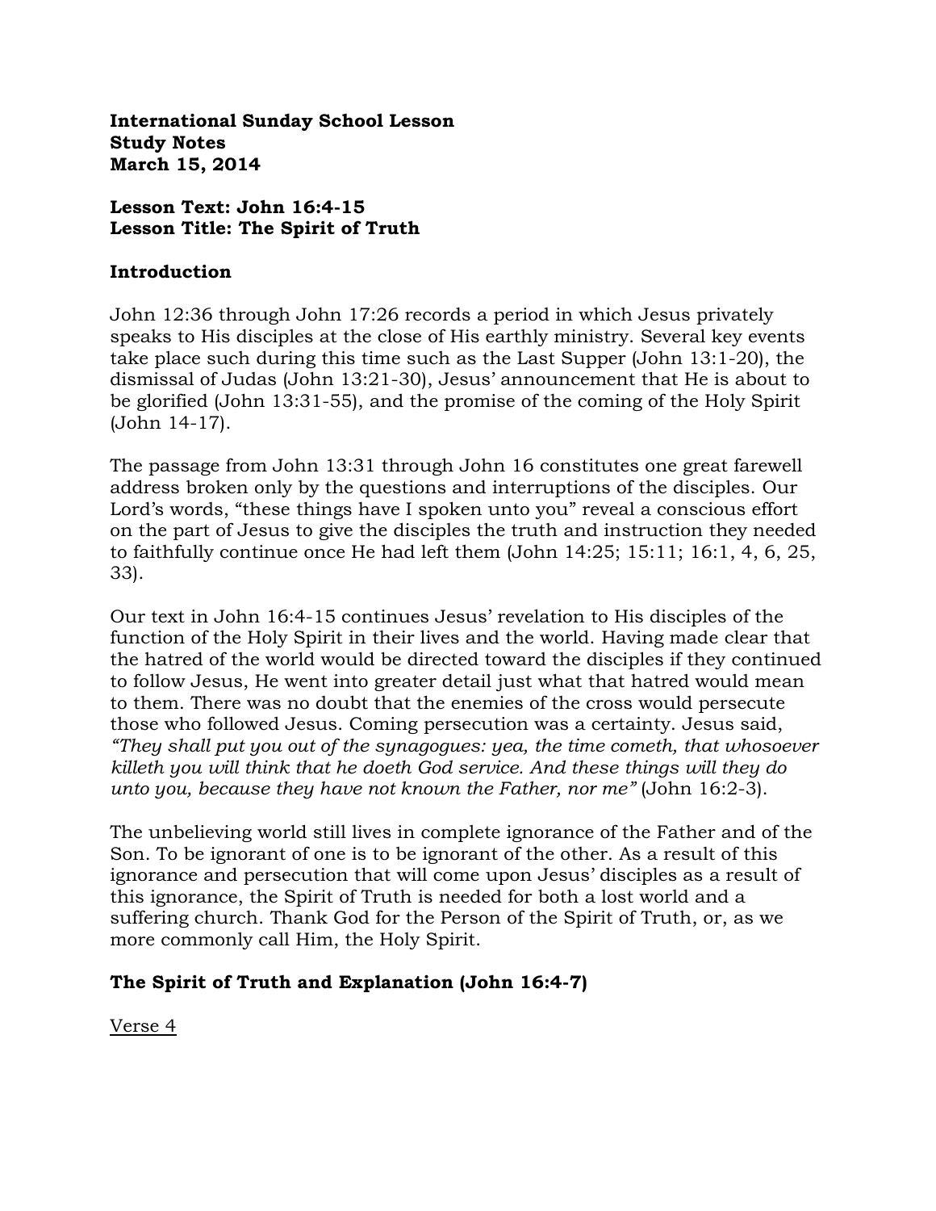**International Sunday School Lesson**
**Study Notes**
**March 15, 2014**

**Lesson Text: John 16:4-15**
**Lesson Title: The Spirit of Truth**

## Introduction

John 12:36 through John 17:26 records a period in which Jesus privately speaks to His disciples at the close of His earthly ministry. Several key events take place such during this time such as the Last Supper (John 13:1-20), the dismissal of Judas (John 13:21-30), Jesus' announcement that He is about to be glorified (John 13:31-55), and the promise of the coming of the Holy Spirit (John 14-17).

The passage from John 13:31 through John 16 constitutes one great farewell address broken only by the questions and interruptions of the disciples. Our Lord's words, "these things have I spoken unto you" reveal a conscious effort on the part of Jesus to give the disciples the truth and instruction they needed to faithfully continue once He had left them (John 14:25; 15:11; 16:1, 4, 6, 25, 33).

Our text in John 16:4-15 continues Jesus' revelation to His disciples of the function of the Holy Spirit in their lives and the world. Having made clear that the hatred of the world would be directed toward the disciples if they continued to follow Jesus, He went into greater detail just what that hatred would mean to them. There was no doubt that the enemies of the cross would persecute those who followed Jesus. Coming persecution was a certainty. Jesus said, *"They shall put you out of the synagogues: yea, the time cometh, that whosoever killeth you will think that he doeth God service. And these things will they do unto you, because they have not known the Father, nor me"* (John 16:2-3).

The unbelieving world still lives in complete ignorance of the Father and of the Son. To be ignorant of one is to be ignorant of the other. As a result of this ignorance and persecution that will come upon Jesus' disciples as a result of this ignorance, the Spirit of Truth is needed for both a lost world and a suffering church. Thank God for the Person of the Spirit of Truth, or, as we more commonly call Him, the Holy Spirit.

## The Spirit of Truth and Explanation (John 16:4-7)

Verse 4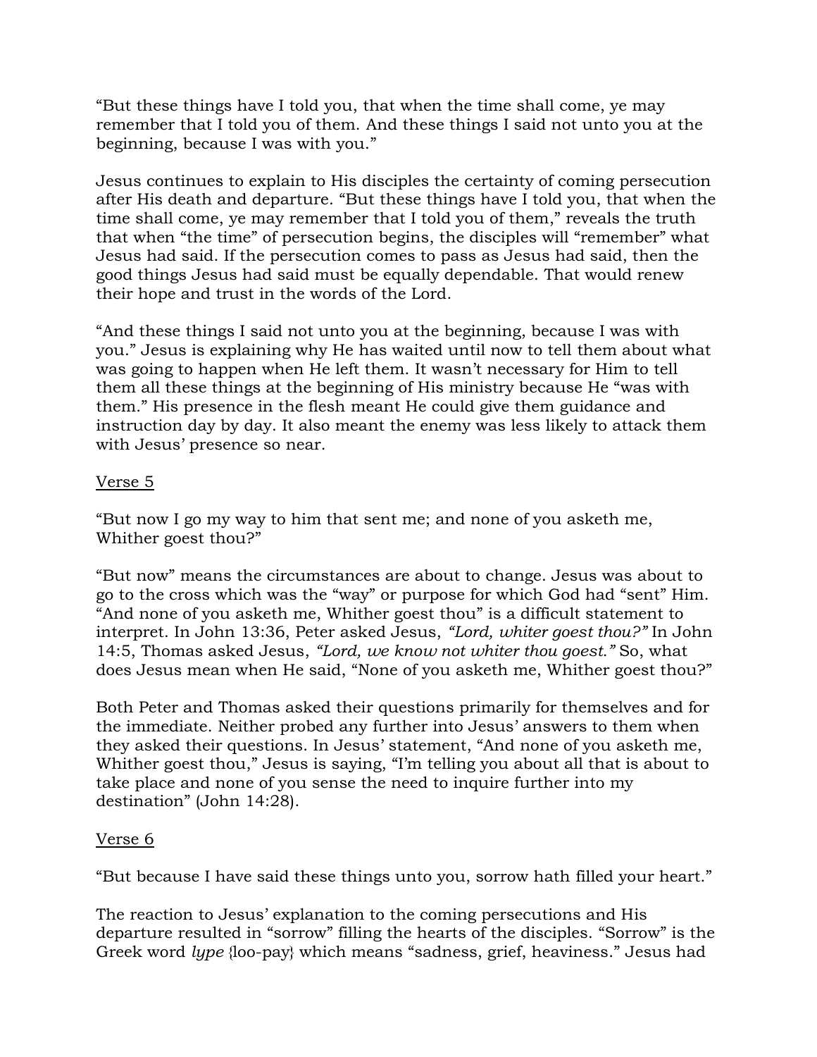"But these things have I told you, that when the time shall come, ye may remember that I told you of them. And these things I said not unto you at the beginning, because I was with you."

Jesus continues to explain to His disciples the certainty of coming persecution after His death and departure. "But these things have I told you, that when the time shall come, ye may remember that I told you of them," reveals the truth that when "the time" of persecution begins, the disciples will "remember" what Jesus had said. If the persecution comes to pass as Jesus had said, then the good things Jesus had said must be equally dependable. That would renew their hope and trust in the words of the Lord.

"And these things I said not unto you at the beginning, because I was with you." Jesus is explaining why He has waited until now to tell them about what was going to happen when He left them. It wasn't necessary for Him to tell them all these things at the beginning of His ministry because He "was with them." His presence in the flesh meant He could give them guidance and instruction day by day. It also meant the enemy was less likely to attack them with Jesus' presence so near.

Verse 5

"But now I go my way to him that sent me; and none of you asketh me, Whither goest thou?"

"But now" means the circumstances are about to change. Jesus was about to go to the cross which was the "way" or purpose for which God had "sent" Him. "And none of you asketh me, Whither goest thou" is a difficult statement to interpret. In John 13:36, Peter asked Jesus, *"Lord, whiter goest thou?"* In John 14:5, Thomas asked Jesus, *"Lord, we know not whiter thou goest."* So, what does Jesus mean when He said, "None of you asketh me, Whither goest thou?"

Both Peter and Thomas asked their questions primarily for themselves and for the immediate. Neither probed any further into Jesus' answers to them when they asked their questions. In Jesus' statement, "And none of you asketh me, Whither goest thou," Jesus is saying, "I'm telling you about all that is about to take place and none of you sense the need to inquire further into my destination" (John 14:28).

Verse 6

"But because I have said these things unto you, sorrow hath filled your heart."

The reaction to Jesus' explanation to the coming persecutions and His departure resulted in "sorrow" filling the hearts of the disciples. "Sorrow" is the Greek word *lype* {loo-pay} which means "sadness, grief, heaviness." Jesus had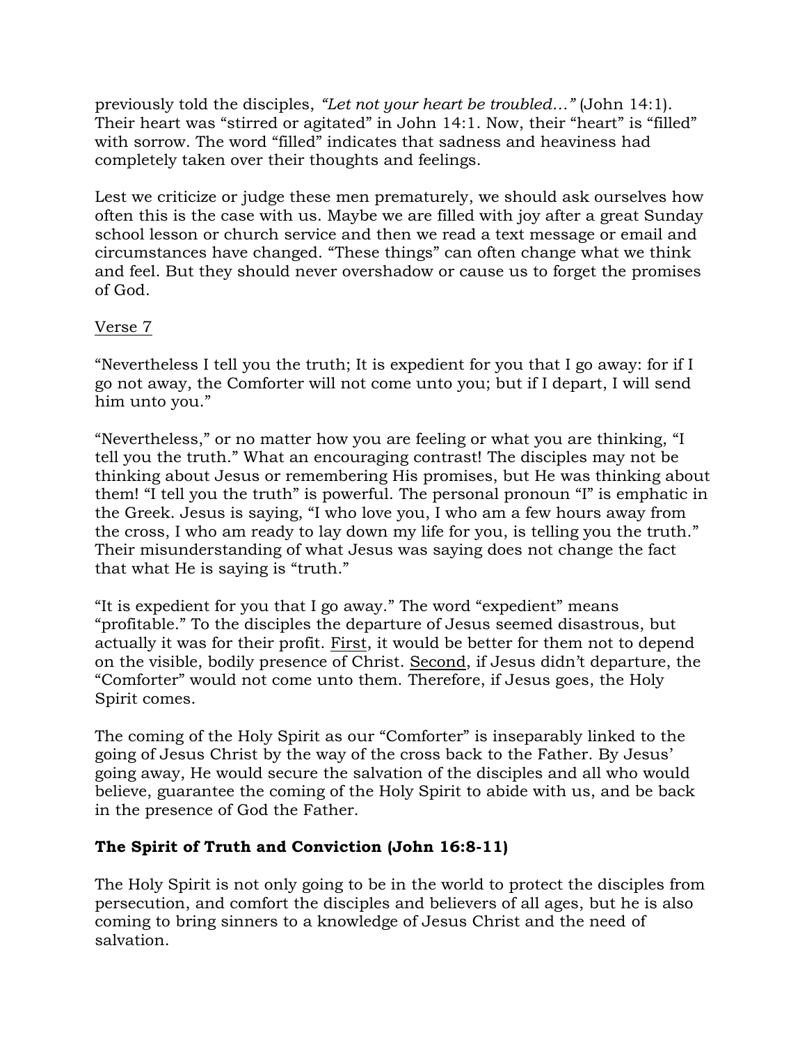previously told the disciples, *"Let not your heart be troubled…"* (John 14:1). Their heart was "stirred or agitated" in John 14:1. Now, their "heart" is "filled" with sorrow. The word "filled" indicates that sadness and heaviness had completely taken over their thoughts and feelings.

Lest we criticize or judge these men prematurely, we should ask ourselves how often this is the case with us. Maybe we are filled with joy after a great Sunday school lesson or church service and then we read a text message or email and circumstances have changed. "These things" can often change what we think and feel. But they should never overshadow or cause us to forget the promises of God.

<u>Verse 7</u>

"Nevertheless I tell you the truth; It is expedient for you that I go away: for if I go not away, the Comforter will not come unto you; but if I depart, I will send him unto you."

"Nevertheless," or no matter how you are feeling or what you are thinking, "I tell you the truth." What an encouraging contrast! The disciples may not be thinking about Jesus or remembering His promises, but He was thinking about them! "I tell you the truth" is powerful. The personal pronoun "I" is emphatic in the Greek. Jesus is saying, "I who love you, I who am a few hours away from the cross, I who am ready to lay down my life for you, is telling you the truth." Their misunderstanding of what Jesus was saying does not change the fact that what He is saying is "truth."

"It is expedient for you that I go away." The word "expedient" means "profitable." To the disciples the departure of Jesus seemed disastrous, but actually it was for their profit. <u>First</u>, it would be better for them not to depend on the visible, bodily presence of Christ. <u>Second</u>, if Jesus didn't departure, the "Comforter" would not come unto them. Therefore, if Jesus goes, the Holy Spirit comes.

The coming of the Holy Spirit as our "Comforter" is inseparably linked to the going of Jesus Christ by the way of the cross back to the Father. By Jesus' going away, He would secure the salvation of the disciples and all who would believe, guarantee the coming of the Holy Spirit to abide with us, and be back in the presence of God the Father.

**The Spirit of Truth and Conviction (John 16:8-11)**

The Holy Spirit is not only going to be in the world to protect the disciples from persecution, and comfort the disciples and believers of all ages, but he is also coming to bring sinners to a knowledge of Jesus Christ and the need of salvation.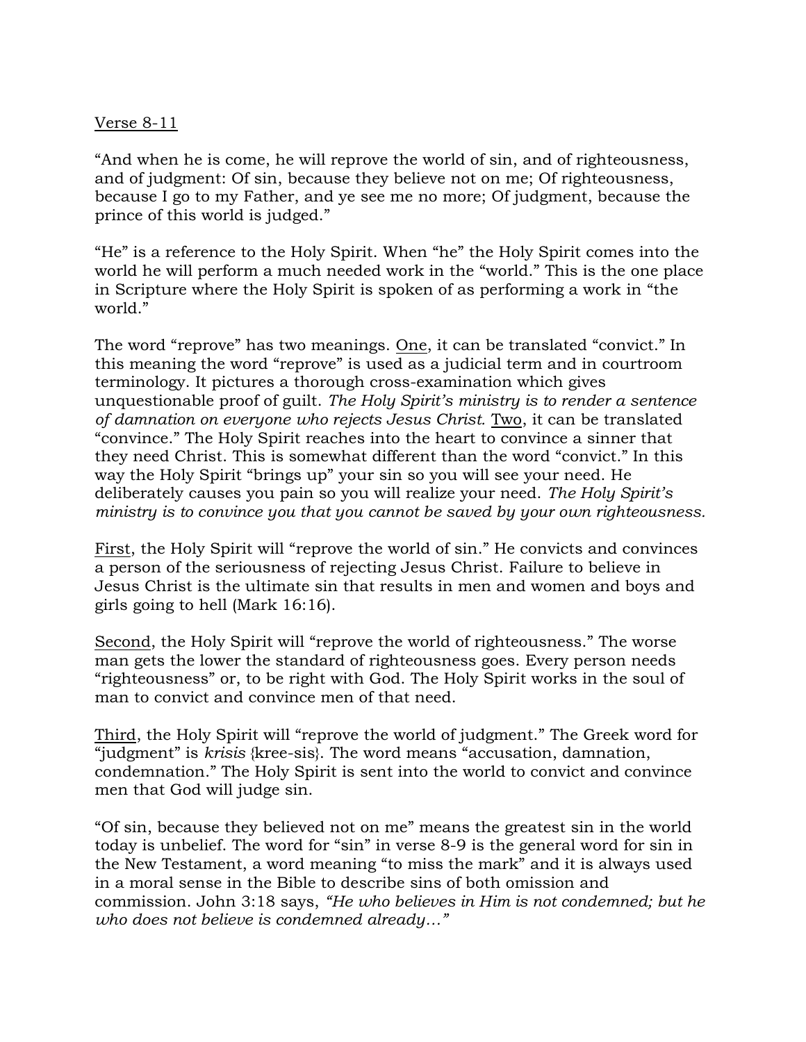Verse 8-11

"And when he is come, he will reprove the world of sin, and of righteousness, and of judgment: Of sin, because they believe not on me; Of righteousness, because I go to my Father, and ye see me no more; Of judgment, because the prince of this world is judged."

"He" is a reference to the Holy Spirit. When "he" the Holy Spirit comes into the world he will perform a much needed work in the "world." This is the one place in Scripture where the Holy Spirit is spoken of as performing a work in "the world."

The word "reprove" has two meanings. One, it can be translated "convict." In this meaning the word "reprove" is used as a judicial term and in courtroom terminology. It pictures a thorough cross-examination which gives unquestionable proof of guilt. *The Holy Spirit's ministry is to render a sentence of damnation on everyone who rejects Jesus Christ.* Two, it can be translated "convince." The Holy Spirit reaches into the heart to convince a sinner that they need Christ. This is somewhat different than the word "convict." In this way the Holy Spirit "brings up" your sin so you will see your need. He deliberately causes you pain so you will realize your need. *The Holy Spirit's ministry is to convince you that you cannot be saved by your own righteousness.*

First, the Holy Spirit will "reprove the world of sin." He convicts and convinces a person of the seriousness of rejecting Jesus Christ. Failure to believe in Jesus Christ is the ultimate sin that results in men and women and boys and girls going to hell (Mark 16:16).

Second, the Holy Spirit will "reprove the world of righteousness." The worse man gets the lower the standard of righteousness goes. Every person needs "righteousness" or, to be right with God. The Holy Spirit works in the soul of man to convict and convince men of that need.

Third, the Holy Spirit will "reprove the world of judgment." The Greek word for "judgment" is *krisis* {kree-sis}. The word means "accusation, damnation, condemnation." The Holy Spirit is sent into the world to convict and convince men that God will judge sin.

"Of sin, because they believed not on me" means the greatest sin in the world today is unbelief. The word for "sin" in verse 8-9 is the general word for sin in the New Testament, a word meaning "to miss the mark" and it is always used in a moral sense in the Bible to describe sins of both omission and commission. John 3:18 says, *"He who believes in Him is not condemned; but he who does not believe is condemned already…"*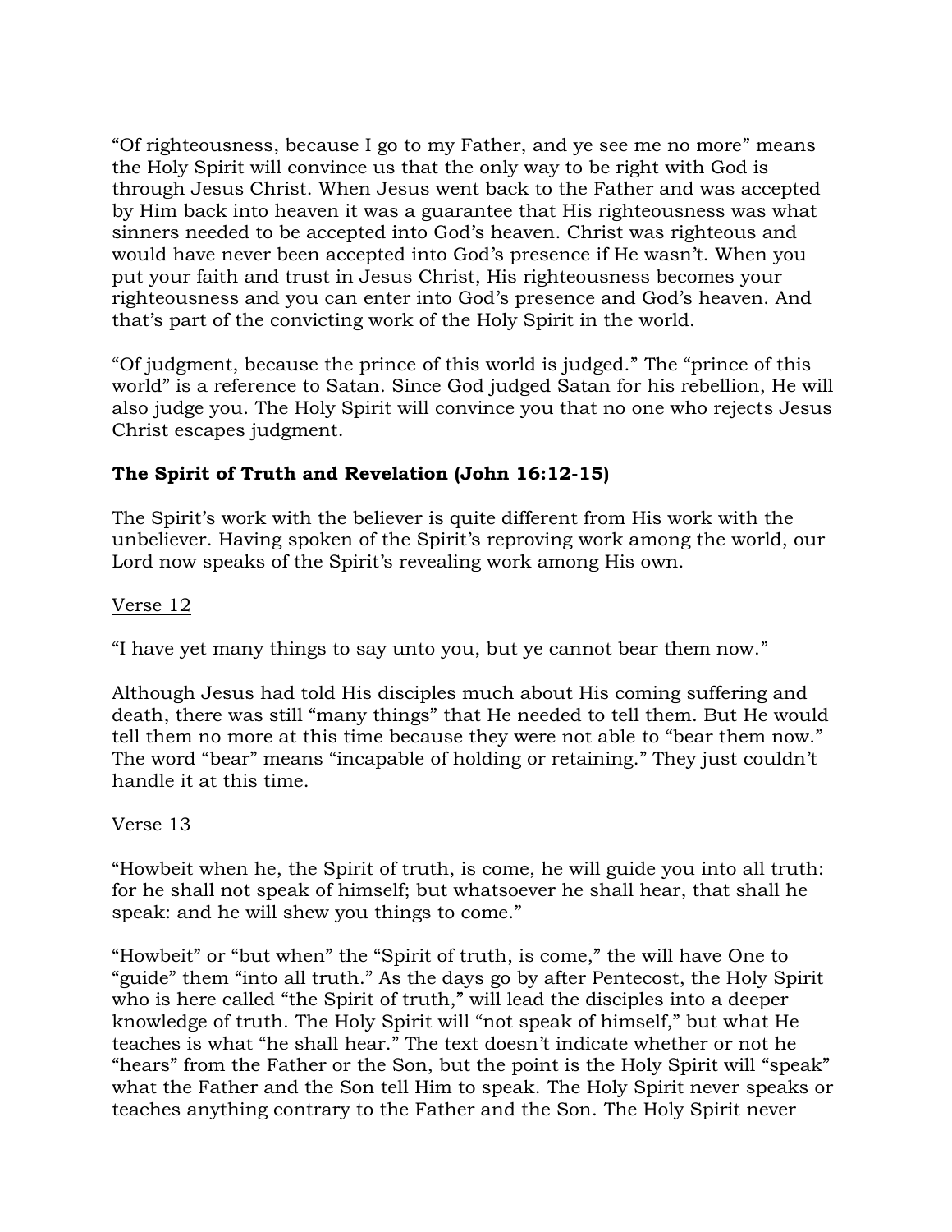"Of righteousness, because I go to my Father, and ye see me no more" means the Holy Spirit will convince us that the only way to be right with God is through Jesus Christ. When Jesus went back to the Father and was accepted by Him back into heaven it was a guarantee that His righteousness was what sinners needed to be accepted into God's heaven. Christ was righteous and would have never been accepted into God's presence if He wasn't. When you put your faith and trust in Jesus Christ, His righteousness becomes your righteousness and you can enter into God's presence and God's heaven. And that's part of the convicting work of the Holy Spirit in the world.

"Of judgment, because the prince of this world is judged." The "prince of this world" is a reference to Satan. Since God judged Satan for his rebellion, He will also judge you. The Holy Spirit will convince you that no one who rejects Jesus Christ escapes judgment.

**The Spirit of Truth and Revelation (John 16:12-15)**

The Spirit's work with the believer is quite different from His work with the unbeliever. Having spoken of the Spirit's reproving work among the world, our Lord now speaks of the Spirit's revealing work among His own.

<u>Verse 12</u>

"I have yet many things to say unto you, but ye cannot bear them now."

Although Jesus had told His disciples much about His coming suffering and death, there was still "many things" that He needed to tell them. But He would tell them no more at this time because they were not able to "bear them now." The word "bear" means "incapable of holding or retaining." They just couldn't handle it at this time.

<u>Verse 13</u>

"Howbeit when he, the Spirit of truth, is come, he will guide you into all truth: for he shall not speak of himself; but whatsoever he shall hear, that shall he speak: and he will shew you things to come."

"Howbeit" or "but when" the "Spirit of truth, is come," the will have One to "guide" them "into all truth." As the days go by after Pentecost, the Holy Spirit who is here called "the Spirit of truth," will lead the disciples into a deeper knowledge of truth. The Holy Spirit will "not speak of himself," but what He teaches is what "he shall hear." The text doesn't indicate whether or not he "hears" from the Father or the Son, but the point is the Holy Spirit will "speak" what the Father and the Son tell Him to speak. The Holy Spirit never speaks or teaches anything contrary to the Father and the Son. The Holy Spirit never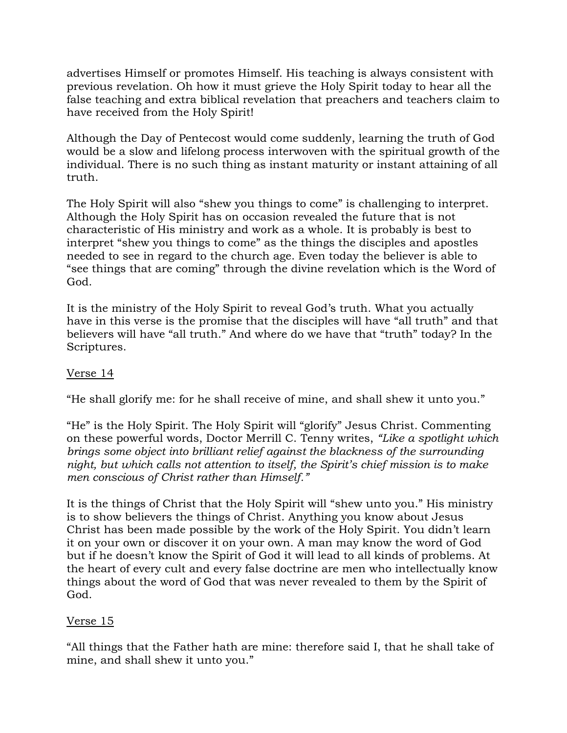advertises Himself or promotes Himself. His teaching is always consistent with previous revelation. Oh how it must grieve the Holy Spirit today to hear all the false teaching and extra biblical revelation that preachers and teachers claim to have received from the Holy Spirit!

Although the Day of Pentecost would come suddenly, learning the truth of God would be a slow and lifelong process interwoven with the spiritual growth of the individual. There is no such thing as instant maturity or instant attaining of all truth.

The Holy Spirit will also "shew you things to come" is challenging to interpret. Although the Holy Spirit has on occasion revealed the future that is not characteristic of His ministry and work as a whole. It is probably is best to interpret "shew you things to come" as the things the disciples and apostles needed to see in regard to the church age. Even today the believer is able to "see things that are coming" through the divine revelation which is the Word of God.

It is the ministry of the Holy Spirit to reveal God's truth. What you actually have in this verse is the promise that the disciples will have "all truth" and that believers will have "all truth." And where do we have that "truth" today? In the Scriptures.

<u>Verse 14</u>

"He shall glorify me: for he shall receive of mine, and shall shew it unto you."

"He" is the Holy Spirit. The Holy Spirit will "glorify" Jesus Christ. Commenting on these powerful words, Doctor Merrill C. Tenny writes, *"Like a spotlight which brings some object into brilliant relief against the blackness of the surrounding night, but which calls not attention to itself, the Spirit's chief mission is to make men conscious of Christ rather than Himself."*

It is the things of Christ that the Holy Spirit will "shew unto you." His ministry is to show believers the things of Christ. Anything you know about Jesus Christ has been made possible by the work of the Holy Spirit. You didn't learn it on your own or discover it on your own. A man may know the word of God but if he doesn't know the Spirit of God it will lead to all kinds of problems. At the heart of every cult and every false doctrine are men who intellectually know things about the word of God that was never revealed to them by the Spirit of God.

<u>Verse 15</u>

"All things that the Father hath are mine: therefore said I, that he shall take of mine, and shall shew it unto you."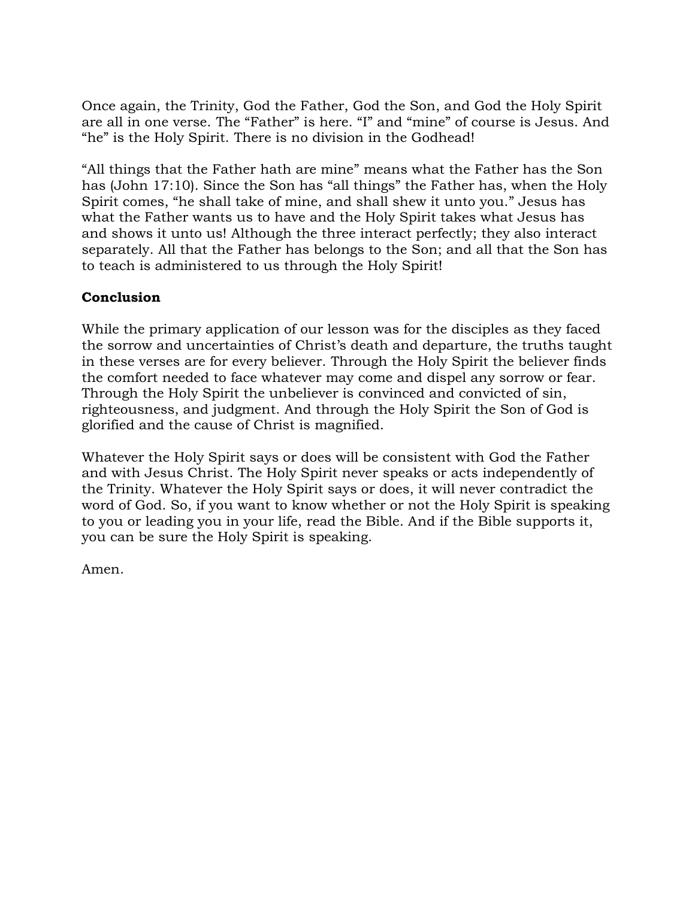Once again, the Trinity, God the Father, God the Son, and God the Holy Spirit are all in one verse. The "Father" is here. "I" and "mine" of course is Jesus. And "he" is the Holy Spirit. There is no division in the Godhead!

"All things that the Father hath are mine" means what the Father has the Son has (John 17:10). Since the Son has "all things" the Father has, when the Holy Spirit comes, "he shall take of mine, and shall shew it unto you." Jesus has what the Father wants us to have and the Holy Spirit takes what Jesus has and shows it unto us! Although the three interact perfectly; they also interact separately. All that the Father has belongs to the Son; and all that the Son has to teach is administered to us through the Holy Spirit!

**Conclusion**

While the primary application of our lesson was for the disciples as they faced the sorrow and uncertainties of Christ's death and departure, the truths taught in these verses are for every believer. Through the Holy Spirit the believer finds the comfort needed to face whatever may come and dispel any sorrow or fear. Through the Holy Spirit the unbeliever is convinced and convicted of sin, righteousness, and judgment. And through the Holy Spirit the Son of God is glorified and the cause of Christ is magnified.

Whatever the Holy Spirit says or does will be consistent with God the Father and with Jesus Christ. The Holy Spirit never speaks or acts independently of the Trinity. Whatever the Holy Spirit says or does, it will never contradict the word of God. So, if you want to know whether or not the Holy Spirit is speaking to you or leading you in your life, read the Bible. And if the Bible supports it, you can be sure the Holy Spirit is speaking.

Amen.